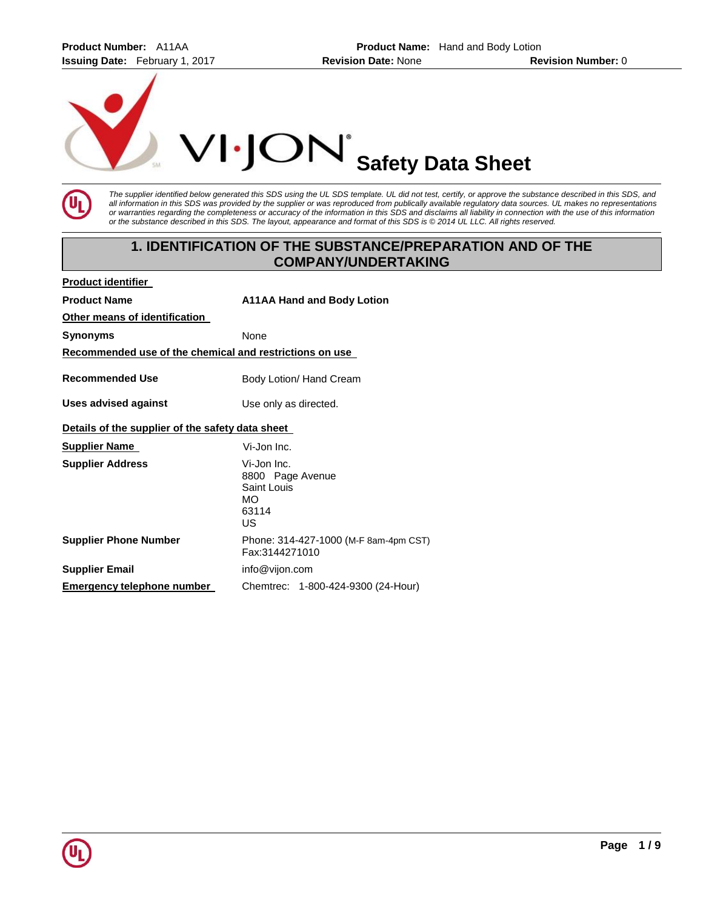# Safety Data Sheet

*The supplier identified below generated this SDS using the UL SDS template. UL did not test, certify, or approve the substance described in this SDS, and all information in this SDS was provided by the supplier or was reproduced from publically available regulatory data sources. UL makes no representations or warranties regarding the completeness or accuracy of the information in this SDS and disclaims all liability in connection with the use of this information or the substance described in this SDS. The layout, appearance and format of this SDS is © 2014 UL LLC. All rights reserved.*

## 1. IDENTIFICATION OF THE SUBSTANCE/PREPARATION AND OF THE COMPANY/UNDERTAKING

**Product identifier**

**Product Name** — **A11AA Hand and Body Lotion**

**Other means of identification**

**Synonyms** — None

**Recommended use of the chemical and restrictions on use**

**Recommended Use** — Body Lotion/ Hand Cream

**Uses advised against** — Use only as directed.

**Details of the supplier of the safety data sheet**

**Supplier Name** — Vi-Jon Inc.

**Supplier Address** — Vi-Jon Inc.
8800 Page Avenue
Saint Louis
MO
63114
US

**Supplier Phone Number** — Phone: 314-427-1000 (M-F 8am-4pm CST)
Fax:3144271010

**Supplier Email** — info@vijon.com

**Emergency telephone number** — Chemtrec: 1-800-424-9300 (24-Hour)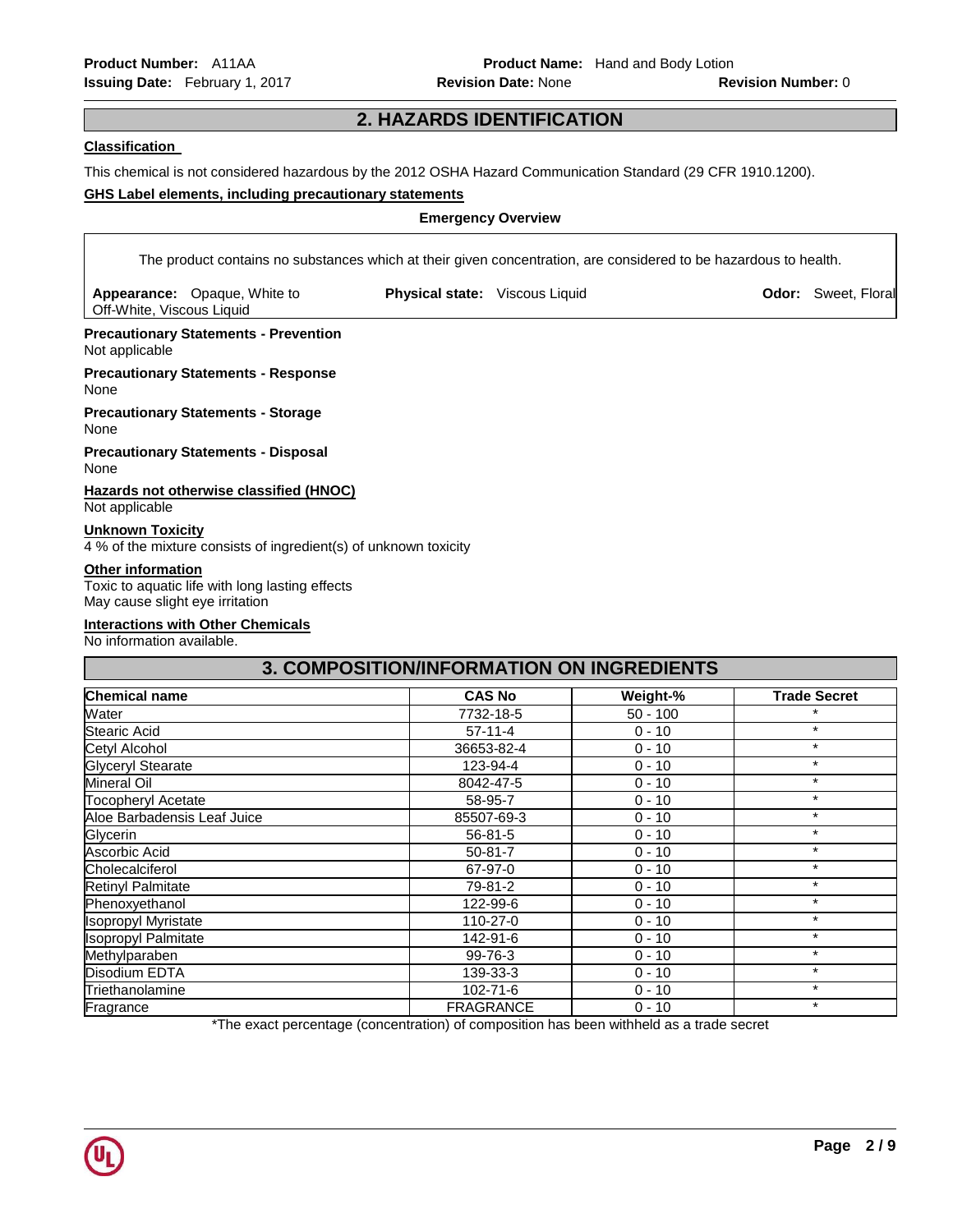## 2. HAZARDS IDENTIFICATION

**Classification**

This chemical is not considered hazardous by the 2012 OSHA Hazard Communication Standard (29 CFR 1910.1200).

**GHS Label elements, including precautionary statements**

**Emergency Overview**

The product contains no substances which at their given concentration, are considered to be hazardous to health.

**Appearance:** Opaque, White to Off-White, Viscous Liquid **Physical state:** Viscous Liquid **Odor:** Sweet, Floral

**Precautionary Statements - Prevention**
Not applicable

**Precautionary Statements - Response**
None

**Precautionary Statements - Storage**
None

**Precautionary Statements - Disposal**
None

**Hazards not otherwise classified (HNOC)**
Not applicable

**Unknown Toxicity**
4 % of the mixture consists of ingredient(s) of unknown toxicity

**Other information**
Toxic to aquatic life with long lasting effects
May cause slight eye irritation

**Interactions with Other Chemicals**
No information available.

## 3. COMPOSITION/INFORMATION ON INGREDIENTS

| Chemical name | CAS No | Weight-% | Trade Secret |
|---|---|---|---|
| Water | 7732-18-5 | 50 - 100 | * |
| Stearic Acid | 57-11-4 | 0 - 10 | * |
| Cetyl Alcohol | 36653-82-4 | 0 - 10 | * |
| Glyceryl Stearate | 123-94-4 | 0 - 10 | * |
| Mineral Oil | 8042-47-5 | 0 - 10 | * |
| Tocopheryl Acetate | 58-95-7 | 0 - 10 | * |
| Aloe Barbadensis Leaf Juice | 85507-69-3 | 0 - 10 | * |
| Glycerin | 56-81-5 | 0 - 10 | * |
| Ascorbic Acid | 50-81-7 | 0 - 10 | * |
| Cholecalciferol | 67-97-0 | 0 - 10 | * |
| Retinyl Palmitate | 79-81-2 | 0 - 10 | * |
| Phenoxyethanol | 122-99-6 | 0 - 10 | * |
| Isopropyl Myristate | 110-27-0 | 0 - 10 | * |
| Isopropyl Palmitate | 142-91-6 | 0 - 10 | * |
| Methylparaben | 99-76-3 | 0 - 10 | * |
| Disodium EDTA | 139-33-3 | 0 - 10 | * |
| Triethanolamine | 102-71-6 | 0 - 10 | * |
| Fragrance | FRAGRANCE | 0 - 10 | * |

*The exact percentage (concentration) of composition has been withheld as a trade secret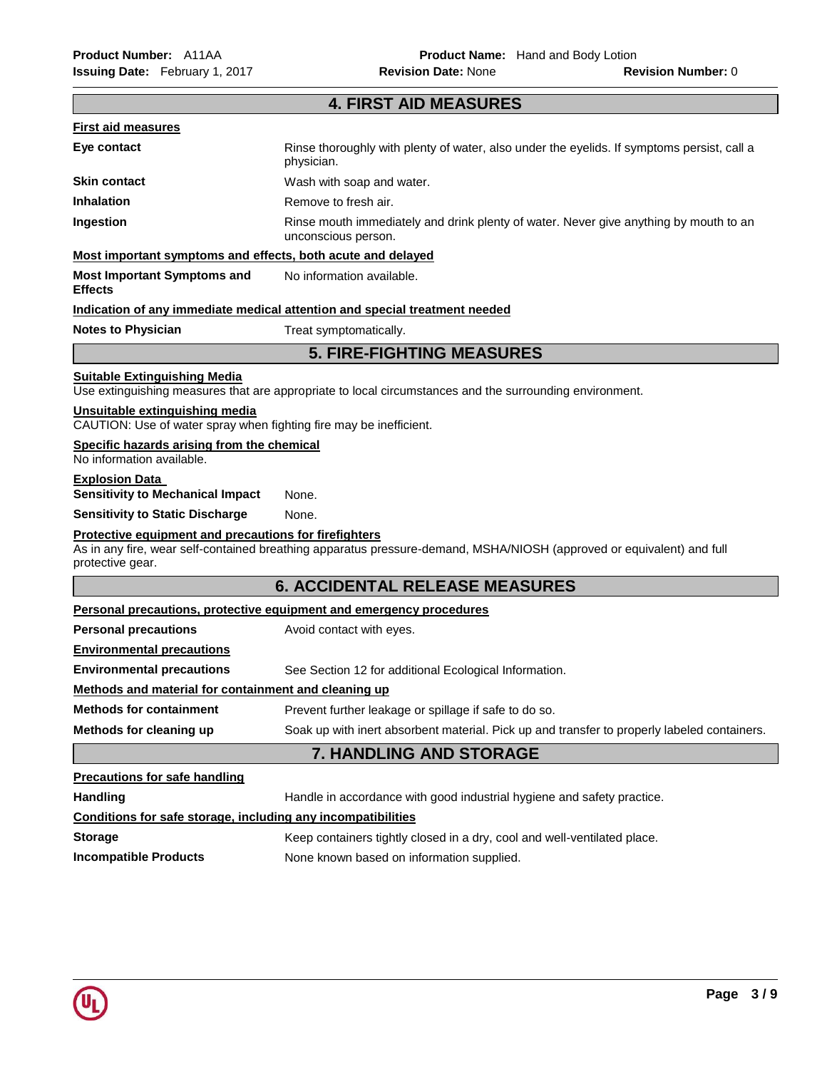## 4. FIRST AID MEASURES

**First aid measures**

| | |
|---|---|
| **Eye contact** | Rinse thoroughly with plenty of water, also under the eyelids. If symptoms persist, call a physician. |
| **Skin contact** | Wash with soap and water. |
| **Inhalation** | Remove to fresh air. |
| **Ingestion** | Rinse mouth immediately and drink plenty of water. Never give anything by mouth to an unconscious person. |

**Most important symptoms and effects, both acute and delayed**

| | |
|---|---|
| **Most Important Symptoms and Effects** | No information available. |

**Indication of any immediate medical attention and special treatment needed**

| | |
|---|---|
| **Notes to Physician** | Treat symptomatically. |

## 5. FIRE-FIGHTING MEASURES

**Suitable Extinguishing Media**

Use extinguishing measures that are appropriate to local circumstances and the surrounding environment.

**Unsuitable extinguishing media**

CAUTION: Use of water spray when fighting fire may be inefficient.

**Specific hazards arising from the chemical**

No information available.

**Explosion Data**

| | |
|---|---|
| **Sensitivity to Mechanical Impact** | None. |
| **Sensitivity to Static Discharge** | None. |

**Protective equipment and precautions for firefighters**

As in any fire, wear self-contained breathing apparatus pressure-demand, MSHA/NIOSH (approved or equivalent) and full protective gear.

## 6. ACCIDENTAL RELEASE MEASURES

**Personal precautions, protective equipment and emergency procedures**

| | |
|---|---|
| **Personal precautions** | Avoid contact with eyes. |

**Environmental precautions**

| | |
|---|---|
| **Environmental precautions** | See Section 12 for additional Ecological Information. |

**Methods and material for containment and cleaning up**

| | |
|---|---|
| **Methods for containment** | Prevent further leakage or spillage if safe to do so. |
| **Methods for cleaning up** | Soak up with inert absorbent material. Pick up and transfer to properly labeled containers. |

## 7. HANDLING AND STORAGE

**Precautions for safe handling**

| | |
|---|---|
| **Handling** | Handle in accordance with good industrial hygiene and safety practice. |

**Conditions for safe storage, including any incompatibilities**

| | |
|---|---|
| **Storage** | Keep containers tightly closed in a dry, cool and well-ventilated place. |
| **Incompatible Products** | None known based on information supplied. |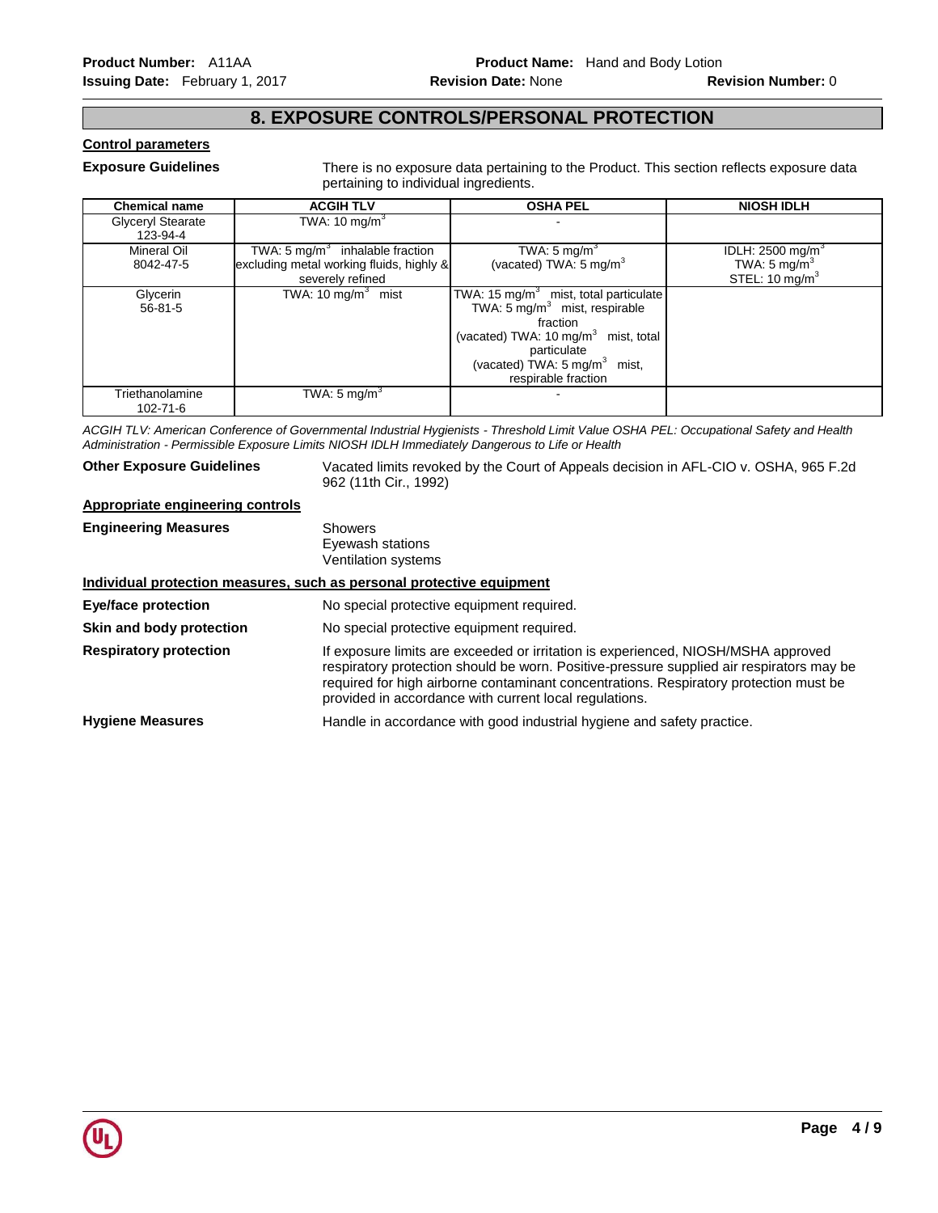## 8. EXPOSURE CONTROLS/PERSONAL PROTECTION

**Control parameters**

**Exposure Guidelines** There is no exposure data pertaining to the Product. This section reflects exposure data pertaining to individual ingredients.

| Chemical name | ACGIH TLV | OSHA PEL | NIOSH IDLH |
|---|---|---|---|
| Glyceryl Stearate 123-94-4 | TWA: 10 mg/m$^3$ | - | |
| Mineral Oil 8042-47-5 | TWA: 5 mg/m$^3$ inhalable fraction excluding metal working fluids, highly & severely refined | TWA: 5 mg/m$^3$ (vacated) TWA: 5 mg/m$^3$ | IDLH: 2500 mg/m$^3$ TWA: 5 mg/m$^3$ STEL: 10 mg/m$^3$ |
| Glycerin 56-81-5 | TWA: 10 mg/m$^3$ mist | TWA: 15 mg/m$^3$ mist, total particulate TWA: 5 mg/m$^3$ mist, respirable fraction (vacated) TWA: 10 mg/m$^3$ mist, total particulate (vacated) TWA: 5 mg/m$^3$ mist, respirable fraction | |
| Triethanolamine 102-71-6 | TWA: 5 mg/m$^3$ | - | |

*ACGIH TLV: American Conference of Governmental Industrial Hygienists - Threshold Limit Value OSHA PEL: Occupational Safety and Health Administration - Permissible Exposure Limits NIOSH IDLH Immediately Dangerous to Life or Health*

**Other Exposure Guidelines** Vacated limits revoked by the Court of Appeals decision in AFL-CIO v. OSHA, 965 F.2d 962 (11th Cir., 1992)

**Appropriate engineering controls**

**Engineering Measures** Showers
Eyewash stations
Ventilation systems

**Individual protection measures, such as personal protective equipment**

**Eye/face protection** No special protective equipment required.

**Skin and body protection** No special protective equipment required.

**Respiratory protection** If exposure limits are exceeded or irritation is experienced, NIOSH/MSHA approved respiratory protection should be worn. Positive-pressure supplied air respirators may be required for high airborne contaminant concentrations. Respiratory protection must be provided in accordance with current local regulations.

**Hygiene Measures** Handle in accordance with good industrial hygiene and safety practice.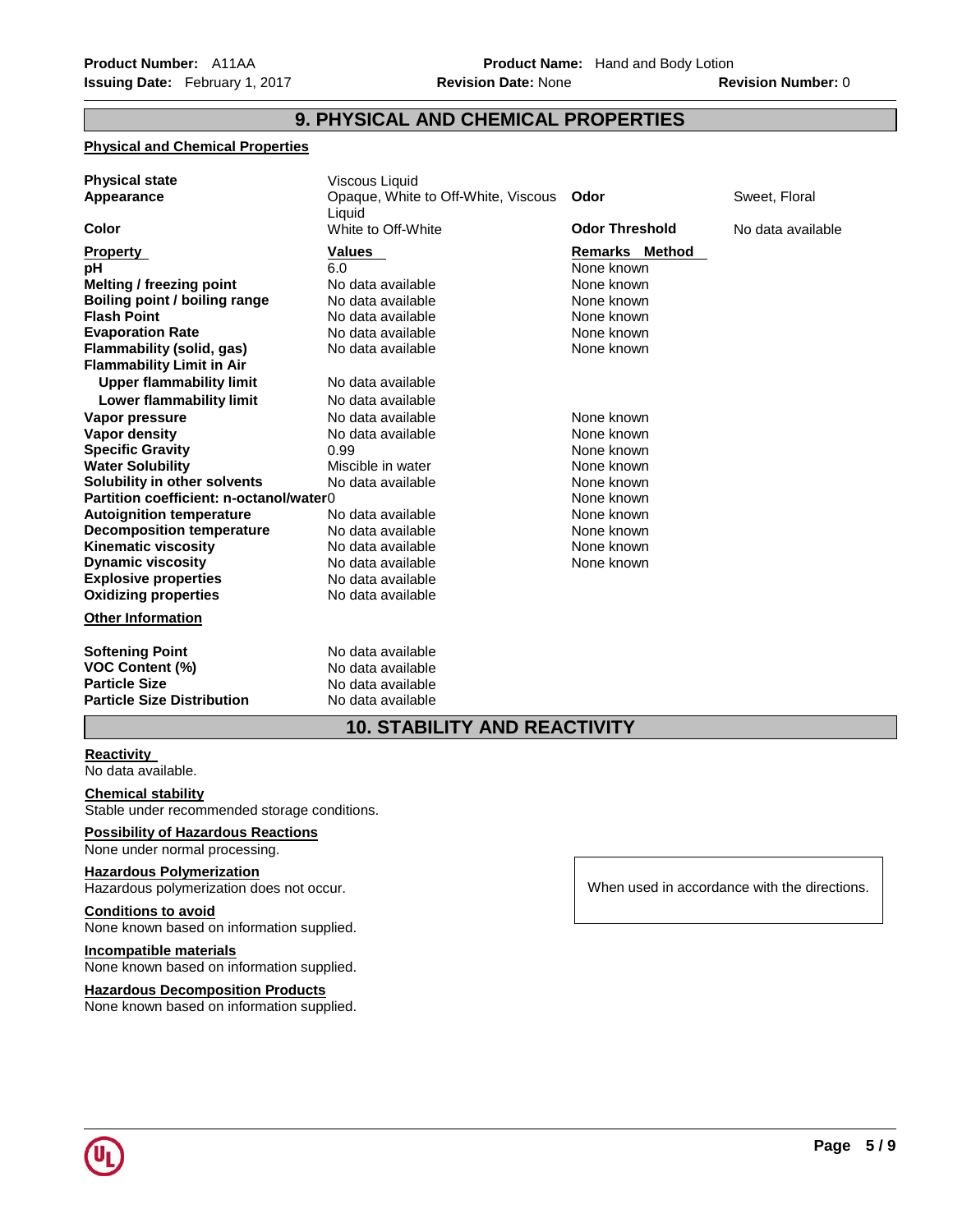## 9. PHYSICAL AND CHEMICAL PROPERTIES

### Physical and Chemical Properties

| | | | |
|---|---|---|---|
| **Physical state** | Viscous Liquid | | |
| **Appearance** | Opaque, White to Off-White, Viscous Liquid | **Odor** | Sweet, Floral |
| **Color** | White to Off-White | **Odor Threshold** | No data available |

| **Property** | **Values** | **Remarks Method** |
|---|---|---|
| **pH** | 6.0 | None known |
| **Melting / freezing point** | No data available | None known |
| **Boiling point / boiling range** | No data available | None known |
| **Flash Point** | No data available | None known |
| **Evaporation Rate** | No data available | None known |
| **Flammability (solid, gas)** | No data available | None known |
| **Flammability Limit in Air** | | |
| **Upper flammability limit** | No data available | |
| **Lower flammability limit** | No data available | |
| **Vapor pressure** | No data available | None known |
| **Vapor density** | No data available | None known |
| **Specific Gravity** | 0.99 | None known |
| **Water Solubility** | Miscible in water | None known |
| **Solubility in other solvents** | No data available | None known |
| **Partition coefficient: n-octanol/water** | 0 | None known |
| **Autoignition temperature** | No data available | None known |
| **Decomposition temperature** | No data available | None known |
| **Kinematic viscosity** | No data available | None known |
| **Dynamic viscosity** | No data available | None known |
| **Explosive properties** | No data available | |
| **Oxidizing properties** | No data available | |

### Other Information

| | |
|---|---|
| **Softening Point** | No data available |
| **VOC Content (%)** | No data available |
| **Particle Size** | No data available |
| **Particle Size Distribution** | No data available |

## 10. STABILITY AND REACTIVITY

**Reactivity**
No data available.

**Chemical stability**
Stable under recommended storage conditions.

**Possibility of Hazardous Reactions**
None under normal processing.

**Hazardous Polymerization**
Hazardous polymerization does not occur.

When used in accordance with the directions.

**Conditions to avoid**
None known based on information supplied.

**Incompatible materials**
None known based on information supplied.

**Hazardous Decomposition Products**
None known based on information supplied.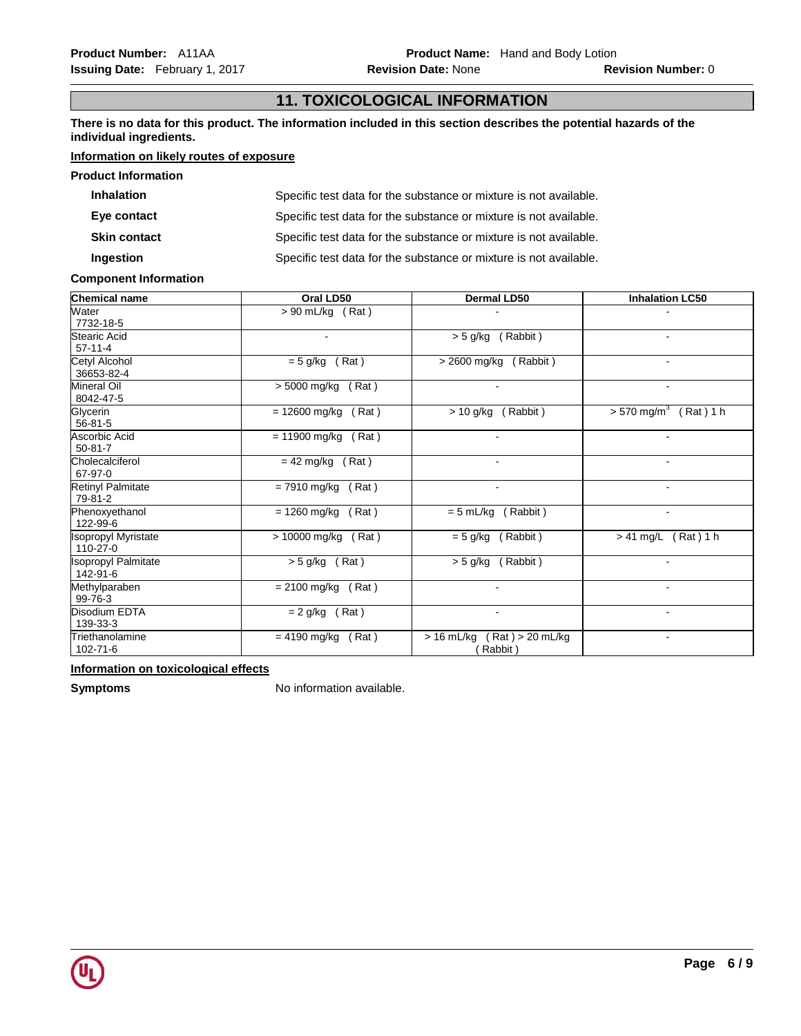## 11. TOXICOLOGICAL INFORMATION

**There is no data for this product. The information included in this section describes the potential hazards of the individual ingredients.**

**Information on likely routes of exposure**

**Product Information**

| | |
|---|---|
| **Inhalation** | Specific test data for the substance or mixture is not available. |
| **Eye contact** | Specific test data for the substance or mixture is not available. |
| **Skin contact** | Specific test data for the substance or mixture is not available. |
| **Ingestion** | Specific test data for the substance or mixture is not available. |

**Component Information**

| Chemical name | Oral LD50 | Dermal LD50 | Inhalation LC50 |
|---|---|---|---|
| Water<br>7732-18-5 | > 90 mL/kg ( Rat ) | - | - |
| Stearic Acid<br>57-11-4 | - | > 5 g/kg ( Rabbit ) | - |
| Cetyl Alcohol<br>36653-82-4 | = 5 g/kg ( Rat ) | > 2600 mg/kg ( Rabbit ) | - |
| Mineral Oil<br>8042-47-5 | > 5000 mg/kg ( Rat ) | - | - |
| Glycerin<br>56-81-5 | = 12600 mg/kg ( Rat ) | > 10 g/kg ( Rabbit ) | > 570 $mg/m^3$ ( Rat ) 1 h |
| Ascorbic Acid<br>50-81-7 | = 11900 mg/kg ( Rat ) | - | - |
| Cholecalciferol<br>67-97-0 | = 42 mg/kg ( Rat ) | - | - |
| Retinyl Palmitate<br>79-81-2 | = 7910 mg/kg ( Rat ) | - | - |
| Phenoxyethanol<br>122-99-6 | = 1260 mg/kg ( Rat ) | = 5 mL/kg ( Rabbit ) | - |
| Isopropyl Myristate<br>110-27-0 | > 10000 mg/kg ( Rat ) | = 5 g/kg ( Rabbit ) | > 41 mg/L ( Rat ) 1 h |
| Isopropyl Palmitate<br>142-91-6 | > 5 g/kg ( Rat ) | > 5 g/kg ( Rabbit ) | - |
| Methylparaben<br>99-76-3 | = 2100 mg/kg ( Rat ) | - | - |
| Disodium EDTA<br>139-33-3 | = 2 g/kg ( Rat ) | - | - |
| Triethanolamine<br>102-71-6 | = 4190 mg/kg ( Rat ) | > 16 mL/kg ( Rat ) > 20 mL/kg ( Rabbit ) | - |

**Information on toxicological effects**

**Symptoms** No information available.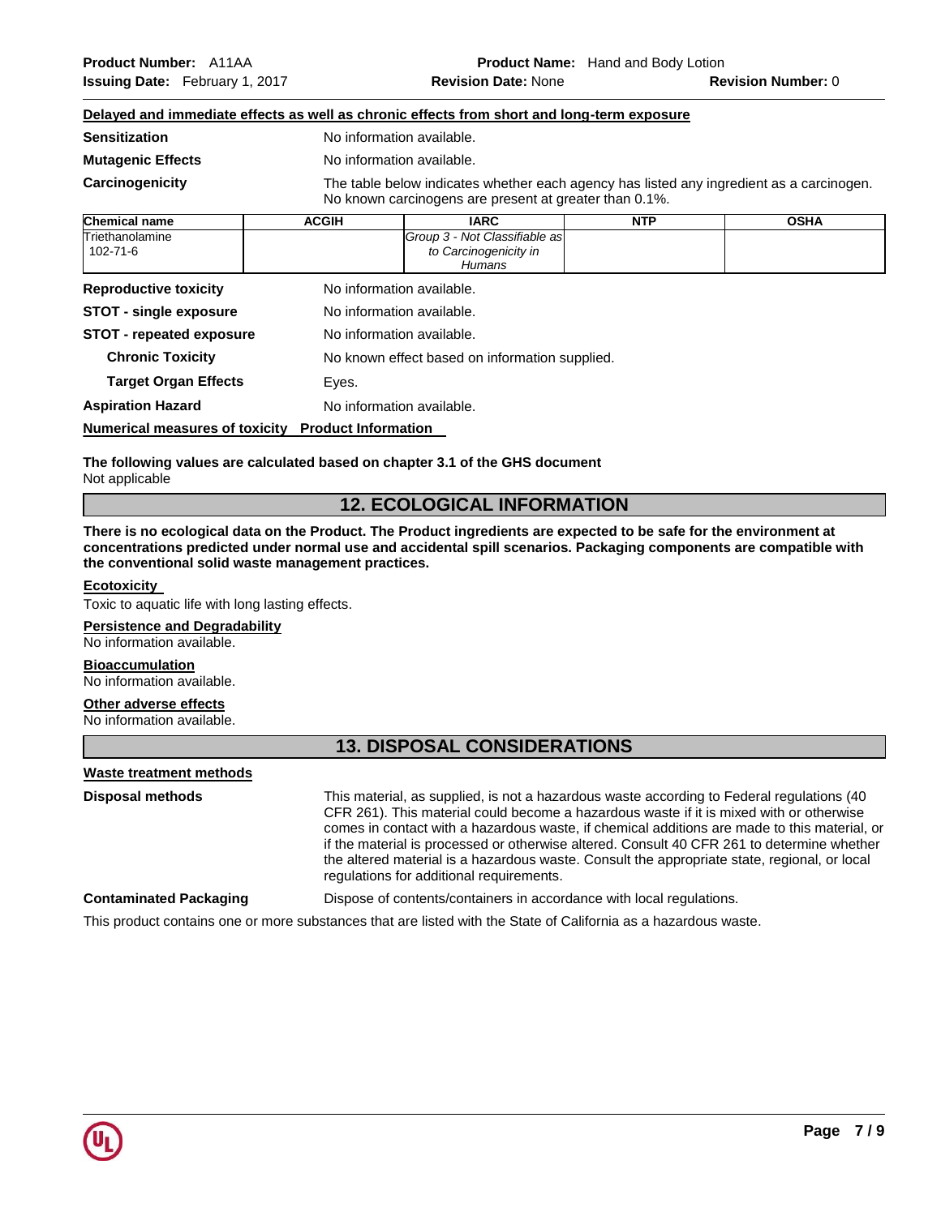**Delayed and immediate effects as well as chronic effects from short and long-term exposure**

**Sensitization** No information available.

**Mutagenic Effects** No information available.

**Carcinogenicity** The table below indicates whether each agency has listed any ingredient as a carcinogen. No known carcinogens are present at greater than 0.1%.

| Chemical name | ACGIH | IARC | NTP | OSHA |
|---|---|---|---|---|
| Triethanolamine<br>102-71-6 | | *Group 3 - Not Classifiable as to Carcinogenicity in Humans* | | |

**Reproductive toxicity** No information available.

**STOT - single exposure** No information available.

**STOT - repeated exposure** No information available.

**Chronic Toxicity** No known effect based on information supplied.

**Target Organ Effects** Eyes.

**Aspiration Hazard** No information available.

**Numerical measures of toxicity** **Product Information**

**The following values are calculated based on chapter 3.1 of the GHS document**
Not applicable

## 12. ECOLOGICAL INFORMATION

**There is no ecological data on the Product. The Product ingredients are expected to be safe for the environment at concentrations predicted under normal use and accidental spill scenarios. Packaging components are compatible with the conventional solid waste management practices.**

**Ecotoxicity**
Toxic to aquatic life with long lasting effects.

**Persistence and Degradability**
No information available.

**Bioaccumulation**
No information available.

**Other adverse effects**
No information available.

## 13. DISPOSAL CONSIDERATIONS

**Waste treatment methods**

**Disposal methods** This material, as supplied, is not a hazardous waste according to Federal regulations (40 CFR 261). This material could become a hazardous waste if it is mixed with or otherwise comes in contact with a hazardous waste, if chemical additions are made to this material, or if the material is processed or otherwise altered. Consult 40 CFR 261 to determine whether the altered material is a hazardous waste. Consult the appropriate state, regional, or local regulations for additional requirements.

**Contaminated Packaging** Dispose of contents/containers in accordance with local regulations.

This product contains one or more substances that are listed with the State of California as a hazardous waste.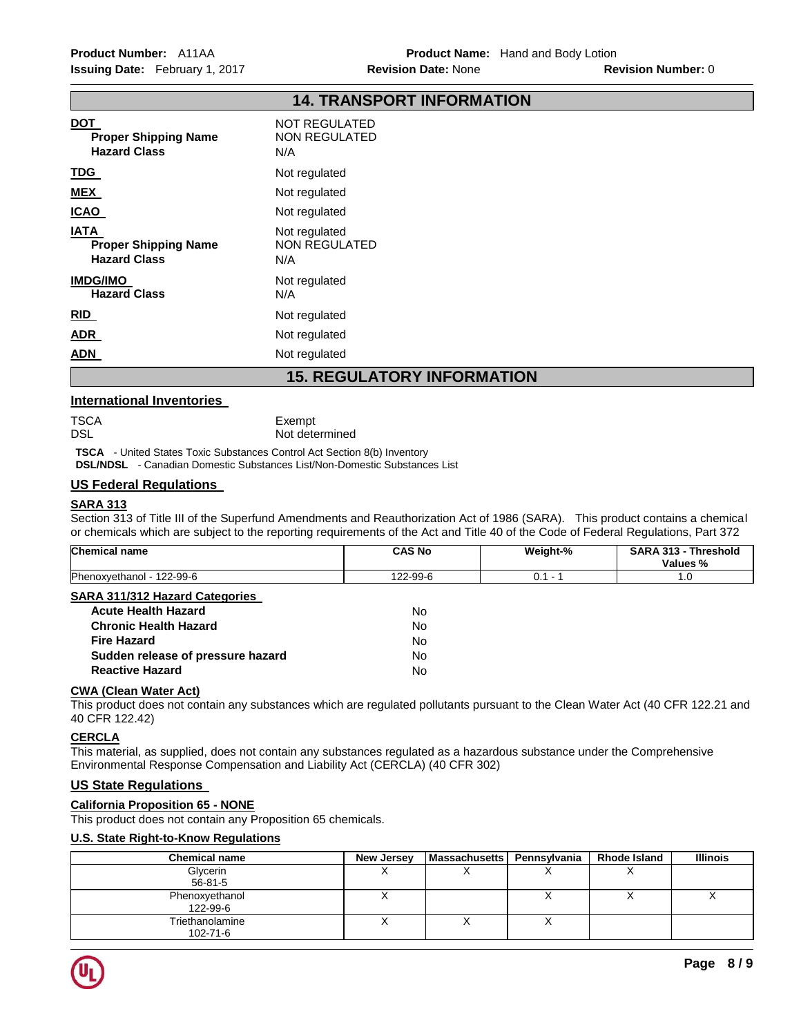## 14. TRANSPORT INFORMATION

**DOT**
**Proper Shipping Name** NOT REGULATED
NON REGULATED
**Hazard Class** N/A

**TDG** Not regulated

**MEX** Not regulated

**ICAO** Not regulated

**IATA** Not regulated
**Proper Shipping Name** NON REGULATED
**Hazard Class** N/A

**IMDG/IMO** Not regulated
**Hazard Class** N/A

**RID** Not regulated

**ADR** Not regulated

**ADN** Not regulated

## 15. REGULATORY INFORMATION

### International Inventories

TSCA Exempt
DSL Not determined

**TSCA** - United States Toxic Substances Control Act Section 8(b) Inventory
**DSL/NDSL** - Canadian Domestic Substances List/Non-Domestic Substances List

### US Federal Regulations

**SARA 313**

Section 313 of Title III of the Superfund Amendments and Reauthorization Act of 1986 (SARA). This product contains a chemical or chemicals which are subject to the reporting requirements of the Act and Title 40 of the Code of Federal Regulations, Part 372

| Chemical name | CAS No | Weight-% | SARA 313 - Threshold Values % |
|---|---|---|---|
| Phenoxyethanol - 122-99-6 | 122-99-6 | 0.1 - 1 | 1.0 |

**SARA 311/312 Hazard Categories**

| | |
|---|---|
| **Acute Health Hazard** | No |
| **Chronic Health Hazard** | No |
| **Fire Hazard** | No |
| **Sudden release of pressure hazard** | No |
| **Reactive Hazard** | No |

**CWA (Clean Water Act)**

This product does not contain any substances which are regulated pollutants pursuant to the Clean Water Act (40 CFR 122.21 and 40 CFR 122.42)

**CERCLA**

This material, as supplied, does not contain any substances regulated as a hazardous substance under the Comprehensive Environmental Response Compensation and Liability Act (CERCLA) (40 CFR 302)

### US State Regulations

**California Proposition 65 - NONE**

This product does not contain any Proposition 65 chemicals.

**U.S. State Right-to-Know Regulations**

| Chemical name | New Jersey | Massachusetts | Pennsylvania | Rhode Island | Illinois |
|---|---|---|---|---|---|
| Glycerin 56-81-5 | X | X | X | X | |
| Phenoxyethanol 122-99-6 | X | | X | X | X |
| Triethanolamine 102-71-6 | X | X | X | | |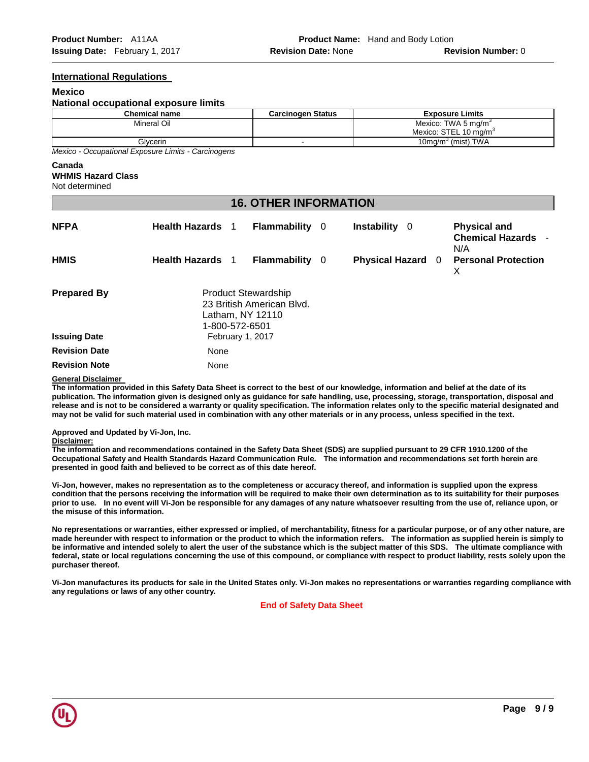## International Regulations

### Mexico

**National occupational exposure limits**

| Chemical name | Carcinogen Status | Exposure Limits |
|---|---|---|
| Mineral Oil | | Mexico: TWA 5 mg/m$^3$<br>Mexico: STEL 10 mg/m$^3$ |
| Glycerin | - | 10mg/m$^3$ (mist) TWA |

*Mexico - Occupational Exposure Limits - Carcinogens*

**Canada**

**WHMIS Hazard Class**

Not determined

## 16. OTHER INFORMATION

| | | | | |
|---|---|---|---|---|
| **NFPA** | **Health Hazards** 1 | **Flammability** 0 | **Instability** 0 | **Physical and Chemical Hazards** - N/A |
| **HMIS** | **Health Hazards** 1 | **Flammability** 0 | **Physical Hazard** 0 | **Personal Protection** X |

**Prepared By** Product Stewardship
23 British American Blvd.
Latham, NY 12110
1-800-572-6501

**Issuing Date** February 1, 2017

**Revision Date** None

**Revision Note** None

**General Disclaimer**

**The information provided in this Safety Data Sheet is correct to the best of our knowledge, information and belief at the date of its publication. The information given is designed only as guidance for safe handling, use, processing, storage, transportation, disposal and release and is not to be considered a warranty or quality specification. The information relates only to the specific material designated and may not be valid for such material used in combination with any other materials or in any process, unless specified in the text.**

**Approved and Updated by Vi-Jon, Inc.**

**Disclaimer:**

**The information and recommendations contained in the Safety Data Sheet (SDS) are supplied pursuant to 29 CFR 1910.1200 of the Occupational Safety and Health Standards Hazard Communication Rule. The information and recommendations set forth herein are presented in good faith and believed to be correct as of this date hereof.**

**Vi-Jon, however, makes no representation as to the completeness or accuracy thereof, and information is supplied upon the express condition that the persons receiving the information will be required to make their own determination as to its suitability for their purposes prior to use. In no event will Vi-Jon be responsible for any damages of any nature whatsoever resulting from the use of, reliance upon, or the misuse of this information.**

**No representations or warranties, either expressed or implied, of merchantability, fitness for a particular purpose, or of any other nature, are made hereunder with respect to information or the product to which the information refers. The information as supplied herein is simply to be informative and intended solely to alert the user of the substance which is the subject matter of this SDS. The ultimate compliance with federal, state or local regulations concerning the use of this compound, or compliance with respect to product liability, rests solely upon the purchaser thereof.**

**Vi-Jon manufactures its products for sale in the United States only. Vi-Jon makes no representations or warranties regarding compliance with any regulations or laws of any other country.**

**End of Safety Data Sheet**